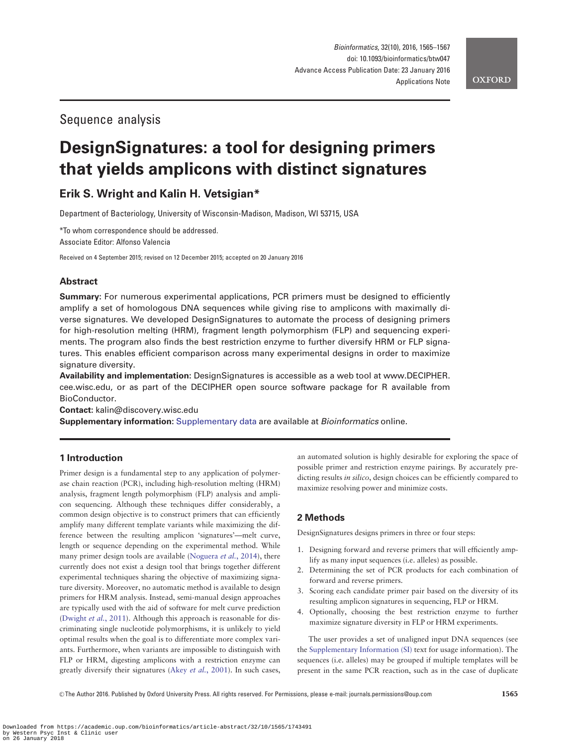Sequence analysis

# DesignSignatures: a tool for designing primers that yields amplicons with distinct signatures

## Erik S. Wright and Kalin H. Vetsigian*

Department of Bacteriology, University of Wisconsin-Madison, Madison, WI 53715, USA

*To whom correspondence should be addressed.
Associate Editor: Alfonso Valencia

Received on 4 September 2015; revised on 12 December 2015; accepted on 20 January 2016

## Abstract

**Summary:** For numerous experimental applications, PCR primers must be designed to efficiently amplify a set of homologous DNA sequences while giving rise to amplicons with maximally diverse signatures. We developed DesignSignatures to automate the process of designing primers for high-resolution melting (HRM), fragment length polymorphism (FLP) and sequencing experiments. The program also finds the best restriction enzyme to further diversify HRM or FLP signatures. This enables efficient comparison across many experimental designs in order to maximize signature diversity.

**Availability and implementation:** DesignSignatures is accessible as a web tool at www.DECIPHER.cee.wisc.edu, or as part of the DECIPHER open source software package for R available from BioConductor.

**Contact:** kalin@discovery.wisc.edu

**Supplementary information:** Supplementary data are available at *Bioinformatics* online.

## 1 Introduction

Primer design is a fundamental step to any application of polymerase chain reaction (PCR), including high-resolution melting (HRM) analysis, fragment length polymorphism (FLP) analysis and amplicon sequencing. Although these techniques differ considerably, a common design objective is to construct primers that can efficiently amplify many different template variants while maximizing the difference between the resulting amplicon 'signatures'—melt curve, length or sequence depending on the experimental method. While many primer design tools are available (Noguera *et al.*, 2014), there currently does not exist a design tool that brings together different experimental techniques sharing the objective of maximizing signature diversity. Moreover, no automatic method is available to design primers for HRM analysis. Instead, semi-manual design approaches are typically used with the aid of software for melt curve prediction (Dwight *et al.*, 2011). Although this approach is reasonable for discriminating single nucleotide polymorphisms, it is unlikely to yield optimal results when the goal is to differentiate more complex variants. Furthermore, when variants are impossible to distinguish with FLP or HRM, digesting amplicons with a restriction enzyme can greatly diversify their signatures (Akey *et al.*, 2001). In such cases, an automated solution is highly desirable for exploring the space of possible primer and restriction enzyme pairings. By accurately predicting results *in silico*, design choices can be efficiently compared to maximize resolving power and minimize costs.

## 2 Methods

DesignSignatures designs primers in three or four steps:

1. Designing forward and reverse primers that will efficiently amplify as many input sequences (i.e. alleles) as possible.
2. Determining the set of PCR products for each combination of forward and reverse primers.
3. Scoring each candidate primer pair based on the diversity of its resulting amplicon signatures in sequencing, FLP or HRM.
4. Optionally, choosing the best restriction enzyme to further maximize signature diversity in FLP or HRM experiments.

The user provides a set of unaligned input DNA sequences (see the Supplementary Information (SI) text for usage information). The sequences (i.e. alleles) may be grouped if multiple templates will be present in the same PCR reaction, such as in the case of duplicate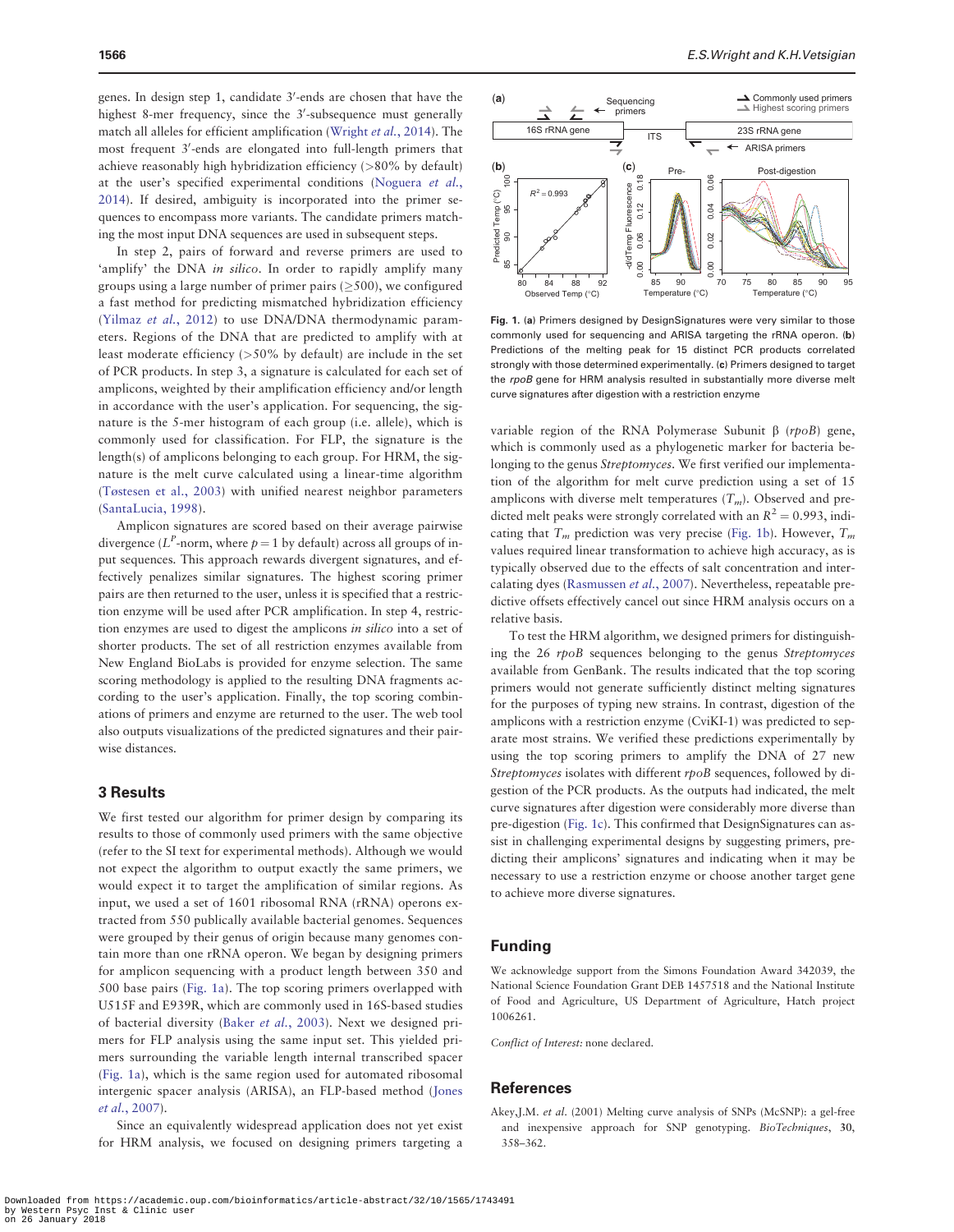genes. In design step 1, candidate 3′-ends are chosen that have the highest 8-mer frequency, since the 3′-subsequence must generally match all alleles for efficient amplification (Wright *et al.*, 2014). The most frequent 3′-ends are elongated into full-length primers that achieve reasonably high hybridization efficiency (>80% by default) at the user's specified experimental conditions (Noguera *et al.*, 2014). If desired, ambiguity is incorporated into the primer sequences to encompass more variants. The candidate primers matching the most input DNA sequences are used in subsequent steps.

In step 2, pairs of forward and reverse primers are used to 'amplify' the DNA *in silico*. In order to rapidly amplify many groups using a large number of primer pairs (≥500), we configured a fast method for predicting mismatched hybridization efficiency (Yilmaz *et al.*, 2012) to use DNA/DNA thermodynamic parameters. Regions of the DNA that are predicted to amplify with at least moderate efficiency (>50% by default) are include in the set of PCR products. In step 3, a signature is calculated for each set of amplicons, weighted by their amplification efficiency and/or length in accordance with the user's application. For sequencing, the signature is the 5-mer histogram of each group (i.e. allele), which is commonly used for classification. For FLP, the signature is the length(s) of amplicons belonging to each group. For HRM, the signature is the melt curve calculated using a linear-time algorithm (Tøstesen et al., 2003) with unified nearest neighbor parameters (SantaLucia, 1998).

Amplicon signatures are scored based on their average pairwise divergence ($L^P$-norm, where $p = 1$ by default) across all groups of input sequences. This approach rewards divergent signatures, and effectively penalizes similar signatures. The highest scoring primer pairs are then returned to the user, unless it is specified that a restriction enzyme will be used after PCR amplification. In step 4, restriction enzymes are used to digest the amplicons *in silico* into a set of shorter products. The set of all restriction enzymes available from New England BioLabs is provided for enzyme selection. The same scoring methodology is applied to the resulting DNA fragments according to the user's application. Finally, the top scoring combinations of primers and enzyme are returned to the user. The web tool also outputs visualizations of the predicted signatures and their pairwise distances.

## 3 Results

We first tested our algorithm for primer design by comparing its results to those of commonly used primers with the same objective (refer to the SI text for experimental methods). Although we would not expect the algorithm to output exactly the same primers, we would expect it to target the amplification of similar regions. As input, we used a set of 1601 ribosomal RNA (rRNA) operons extracted from 550 publically available bacterial genomes. Sequences were grouped by their genus of origin because many genomes contain more than one rRNA operon. We began by designing primers for amplicon sequencing with a product length between 350 and 500 base pairs (Fig. 1a). The top scoring primers overlapped with U515F and E939R, which are commonly used in 16S-based studies of bacterial diversity (Baker *et al.*, 2003). Next we designed primers for FLP analysis using the same input set. This yielded primers surrounding the variable length internal transcribed spacer (Fig. 1a), which is the same region used for automated ribosomal intergenic spacer analysis (ARISA), an FLP-based method (Jones *et al.*, 2007).

Since an equivalently widespread application does not yet exist for HRM analysis, we focused on designing primers targeting a variable region of the RNA Polymerase Subunit β (*rpoB*) gene, which is commonly used as a phylogenetic marker for bacteria belonging to the genus *Streptomyces*. We first verified our implementation of the algorithm for melt curve prediction using a set of 15 amplicons with diverse melt temperatures ($T_m$). Observed and predicted melt peaks were strongly correlated with an $R^2 = 0.993$, indicating that $T_m$ prediction was very precise (Fig. 1b). However, $T_m$ values required linear transformation to achieve high accuracy, as is typically observed due to the effects of salt concentration and intercalating dyes (Rasmussen *et al.*, 2007). Nevertheless, repeatable predictive offsets effectively cancel out since HRM analysis occurs on a relative basis.

To test the HRM algorithm, we designed primers for distinguishing the 26 *rpoB* sequences belonging to the genus *Streptomyces* available from GenBank. The results indicated that the top scoring primers would not generate sufficiently distinct melting signatures for the purposes of typing new strains. In contrast, digestion of the amplicons with a restriction enzyme (CviKI-1) was predicted to separate most strains. We verified these predictions experimentally by using the top scoring primers to amplify the DNA of 27 new *Streptomyces* isolates with different *rpoB* sequences, followed by digestion of the PCR products. As the outputs had indicated, the melt curve signatures after digestion were considerably more diverse than pre-digestion (Fig. 1c). This confirmed that DesignSignatures can assist in challenging experimental designs by suggesting primers, predicting their amplicons' signatures and indicating when it may be necessary to use a restriction enzyme or choose another target gene to achieve more diverse signatures.

**Fig. 1.** (**a**) Primers designed by DesignSignatures were very similar to those commonly used for sequencing and ARISA targeting the rRNA operon. (**b**) Predictions of the melting peak for 15 distinct PCR products correlated strongly with those determined experimentally. (**c**) Primers designed to target the *rpoB* gene for HRM analysis resulted in substantially more diverse melt curve signatures after digestion with a restriction enzyme

## Funding

We acknowledge support from the Simons Foundation Award 342039, the National Science Foundation Grant DEB 1457518 and the National Institute of Food and Agriculture, US Department of Agriculture, Hatch project 1006261.

*Conflict of Interest:* none declared.

## References

Akey,J.M. *et al.* (2001) Melting curve analysis of SNPs (McSNP): a gel-free and inexpensive approach for SNP genotyping. *BioTechniques*, **30**, 358–362.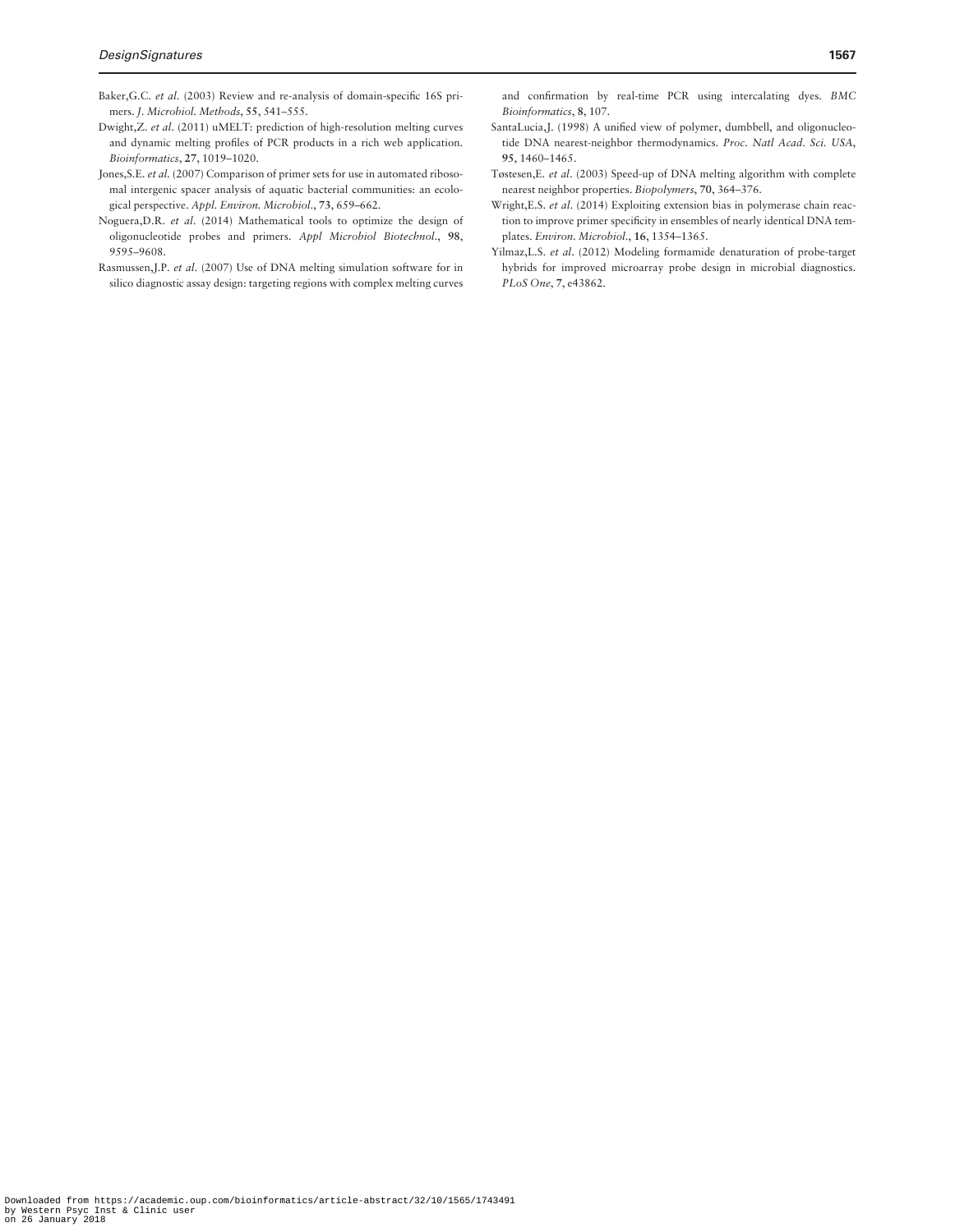Baker,G.C. *et al.* (2003) Review and re-analysis of domain-specific 16S primers. *J. Microbiol. Methods*, **55**, 541–555.

Dwight,Z. *et al.* (2011) uMELT: prediction of high-resolution melting curves and dynamic melting profiles of PCR products in a rich web application. *Bioinformatics*, **27**, 1019–1020.

Jones,S.E. *et al.* (2007) Comparison of primer sets for use in automated ribosomal intergenic spacer analysis of aquatic bacterial communities: an ecological perspective. *Appl. Environ. Microbiol.*, **73**, 659–662.

Noguera,D.R. *et al.* (2014) Mathematical tools to optimize the design of oligonucleotide probes and primers. *Appl Microbiol Biotechnol.*, **98**, 9595–9608.

Rasmussen,J.P. *et al.* (2007) Use of DNA melting simulation software for in silico diagnostic assay design: targeting regions with complex melting curves and confirmation by real-time PCR using intercalating dyes. *BMC Bioinformatics*, **8**, 107.

SantaLucia,J. (1998) A unified view of polymer, dumbbell, and oligonucleotide DNA nearest-neighbor thermodynamics. *Proc. Natl Acad. Sci. USA*, **95**, 1460–1465.

Tøstesen,E. *et al.* (2003) Speed-up of DNA melting algorithm with complete nearest neighbor properties. *Biopolymers*, **70**, 364–376.

Wright,E.S. *et al.* (2014) Exploiting extension bias in polymerase chain reaction to improve primer specificity in ensembles of nearly identical DNA templates. *Environ. Microbiol.*, **16**, 1354–1365.

Yilmaz,L.S. *et al.* (2012) Modeling formamide denaturation of probe-target hybrids for improved microarray probe design in microbial diagnostics. *PLoS One*, **7**, e43862.